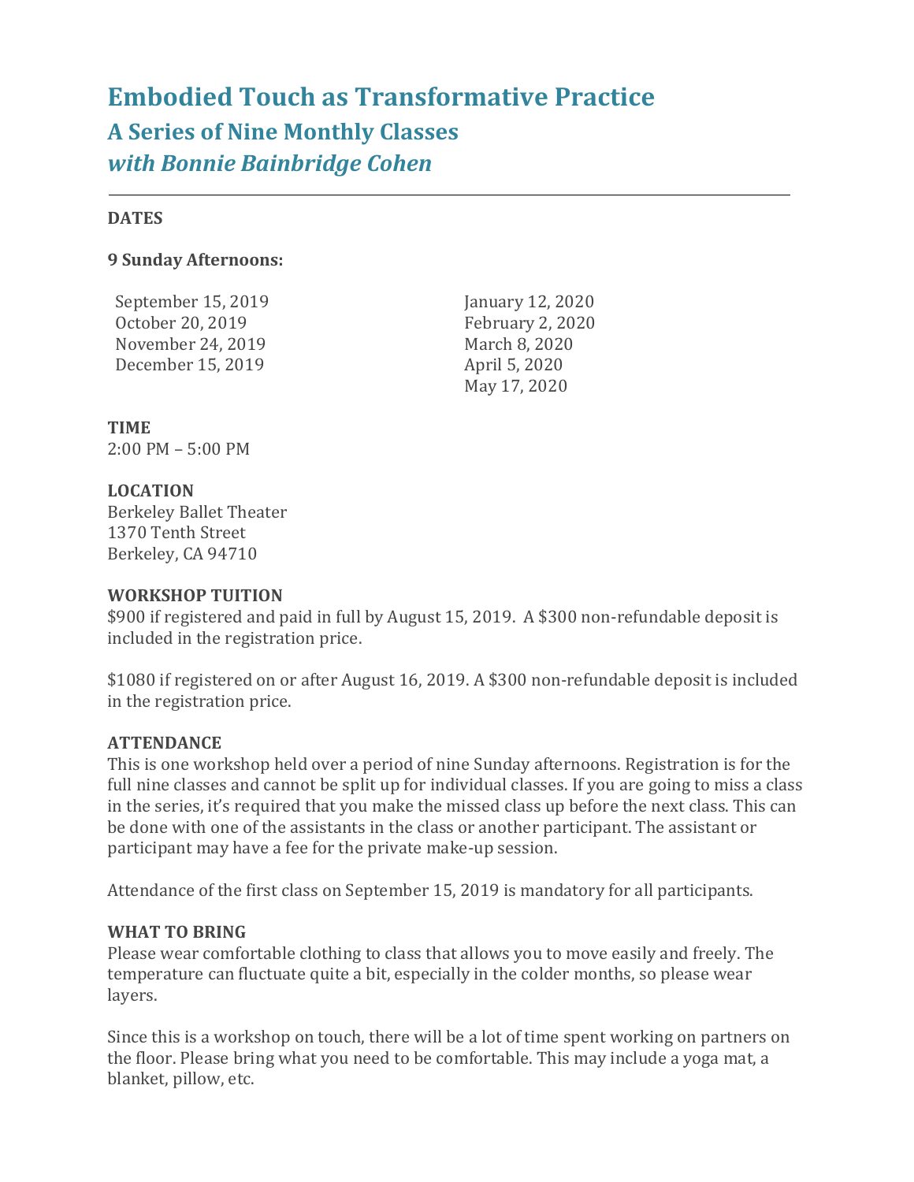# Embodied Touch as Transformative Practice

## A Series of Nine Monthly Classes

## *with Bonnie Bainbridge Cohen*

---

**DATES**

**9 Sunday Afternoons:**

September 15, 2019
October 20, 2019
November 24, 2019
December 15, 2019
January 12, 2020
February 2, 2020
March 8, 2020
April 5, 2020
May 17, 2020

**TIME**
2:00 PM – 5:00 PM

**LOCATION**
Berkeley Ballet Theater
1370 Tenth Street
Berkeley, CA 94710

**WORKSHOP TUITION**
$900 if registered and paid in full by August 15, 2019. A $300 non-refundable deposit is included in the registration price.

$1080 if registered on or after August 16, 2019. A $300 non-refundable deposit is included in the registration price.

**ATTENDANCE**
This is one workshop held over a period of nine Sunday afternoons. Registration is for the full nine classes and cannot be split up for individual classes. If you are going to miss a class in the series, it's required that you make the missed class up before the next class. This can be done with one of the assistants in the class or another participant. The assistant or participant may have a fee for the private make-up session.

Attendance of the first class on September 15, 2019 is mandatory for all participants.

**WHAT TO BRING**
Please wear comfortable clothing to class that allows you to move easily and freely. The temperature can fluctuate quite a bit, especially in the colder months, so please wear layers.

Since this is a workshop on touch, there will be a lot of time spent working on partners on the floor. Please bring what you need to be comfortable. This may include a yoga mat, a blanket, pillow, etc.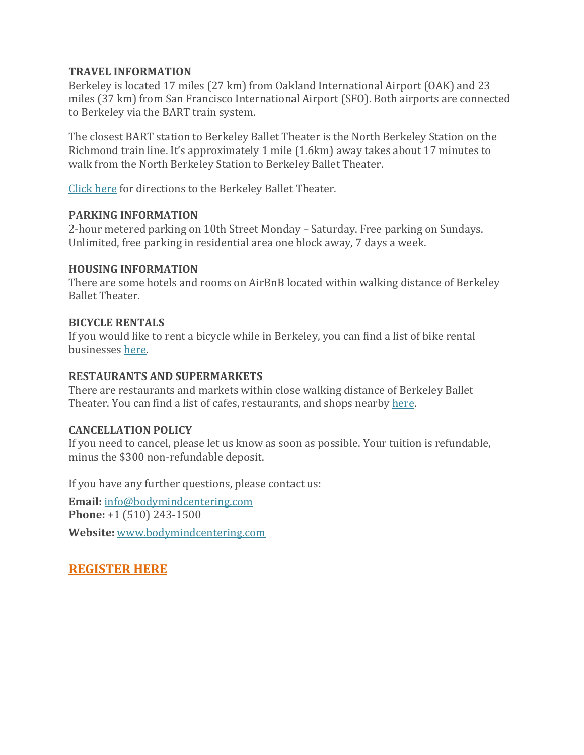**TRAVEL INFORMATION**
Berkeley is located 17 miles (27 km) from Oakland International Airport (OAK) and 23 miles (37 km) from San Francisco International Airport (SFO). Both airports are connected to Berkeley via the BART train system.

The closest BART station to Berkeley Ballet Theater is the North Berkeley Station on the Richmond train line. It's approximately 1 mile (1.6km) away takes about 17 minutes to walk from the North Berkeley Station to Berkeley Ballet Theater.

Click here for directions to the Berkeley Ballet Theater.

**PARKING INFORMATION**
2-hour metered parking on 10th Street Monday – Saturday. Free parking on Sundays. Unlimited, free parking in residential area one block away, 7 days a week.

**HOUSING INFORMATION**
There are some hotels and rooms on AirBnB located within walking distance of Berkeley Ballet Theater.

**BICYCLE RENTALS**
If you would like to rent a bicycle while in Berkeley, you can find a list of bike rental businesses here.

**RESTAURANTS AND SUPERMARKETS**
There are restaurants and markets within close walking distance of Berkeley Ballet Theater. You can find a list of cafes, restaurants, and shops nearby here.

**CANCELLATION POLICY**
If you need to cancel, please let us know as soon as possible. Your tuition is refundable, minus the $300 non-refundable deposit.

If you have any further questions, please contact us:

**Email:** info@bodymindcentering.com
**Phone:** +1 (510) 243-1500

**Website:** www.bodymindcentering.com

## REGISTER HERE